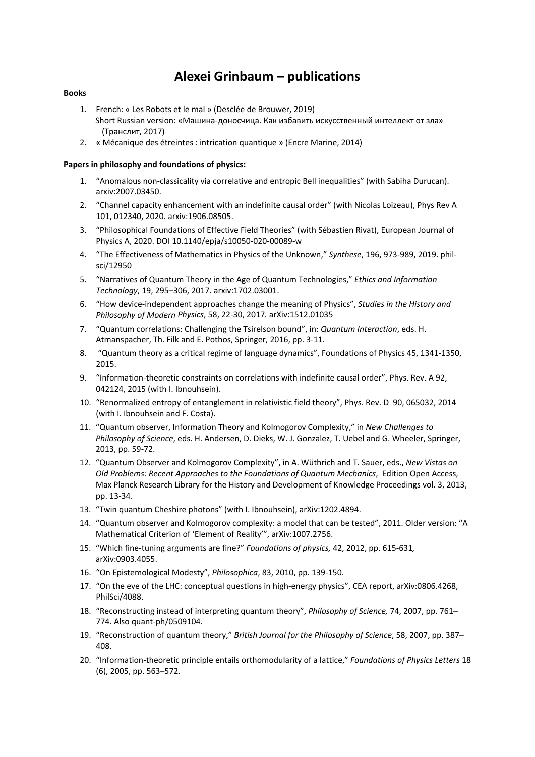# Alexei Grinbaum – publications

**Books**

1. French: « Les Robots et le mal » (Desclée de Brouwer, 2019)
   Short Russian version: «Машина-доносчица. Как избавить искусственный интеллект от зла» (Транслит, 2017)
2. « Mécanique des étreintes : intrication quantique » (Encre Marine, 2014)

**Papers in philosophy and foundations of physics:**

1. "Anomalous non-classicality via correlative and entropic Bell inequalities" (with Sabiha Durucan). arxiv:2007.03450.
2. "Channel capacity enhancement with an indefinite causal order" (with Nicolas Loizeau), Phys Rev A 101, 012340, 2020. arxiv:1906.08505.
3. "Philosophical Foundations of Effective Field Theories" (with Sébastien Rivat), European Journal of Physics A, 2020. DOI 10.1140/epja/s10050-020-00089-w
4. "The Effectiveness of Mathematics in Physics of the Unknown," *Synthese*, 196, 973-989, 2019. phil-sci/12950
5. "Narratives of Quantum Theory in the Age of Quantum Technologies," *Ethics and Information Technology*, 19, 295–306, 2017. arxiv:1702.03001.
6. "How device-independent approaches change the meaning of Physics", *Studies in the History and Philosophy of Modern Physics*, 58, 22-30, 2017. arXiv:1512.01035
7. "Quantum correlations: Challenging the Tsirelson bound", in: *Quantum Interaction*, eds. H. Atmanspacher, Th. Filk and E. Pothos, Springer, 2016, pp. 3-11.
8. "Quantum theory as a critical regime of language dynamics", Foundations of Physics 45, 1341-1350, 2015.
9. "Information-theoretic constraints on correlations with indefinite causal order", Phys. Rev. A 92, 042124, 2015 (with I. Ibnouhsein).
10. "Renormalized entropy of entanglement in relativistic field theory", Phys. Rev. D 90, 065032, 2014 (with I. Ibnouhsein and F. Costa).
11. "Quantum observer, Information Theory and Kolmogorov Complexity," in *New Challenges to Philosophy of Science*, eds. H. Andersen, D. Dieks, W. J. Gonzalez, T. Uebel and G. Wheeler, Springer, 2013, pp. 59-72.
12. "Quantum Observer and Kolmogorov Complexity", in A. Wüthrich and T. Sauer, eds., *New Vistas on Old Problems: Recent Approaches to the Foundations of Quantum Mechanics*, Edition Open Access, Max Planck Research Library for the History and Development of Knowledge Proceedings vol. 3, 2013, pp. 13-34.
13. "Twin quantum Cheshire photons" (with I. Ibnouhsein), arXiv:1202.4894.
14. "Quantum observer and Kolmogorov complexity: a model that can be tested", 2011. Older version: "A Mathematical Criterion of 'Element of Reality'", arXiv:1007.2756.
15. "Which fine-tuning arguments are fine?" *Foundations of physics,* 42, 2012, pp. 615-631*,* arXiv:0903.4055.
16. "On Epistemological Modesty", *Philosophica*, 83, 2010, pp. 139-150.
17. "On the eve of the LHC: conceptual questions in high-energy physics", CEA report, arXiv:0806.4268, PhilSci/4088.
18. "Reconstructing instead of interpreting quantum theory", *Philosophy of Science,* 74, 2007, pp. 761–774. Also quant-ph/0509104.
19. "Reconstruction of quantum theory," *British Journal for the Philosophy of Science*, 58, 2007, pp. 387–408.
20. "Information-theoretic principle entails orthomodularity of a lattice," *Foundations of Physics Letters* 18 (6), 2005, pp. 563–572.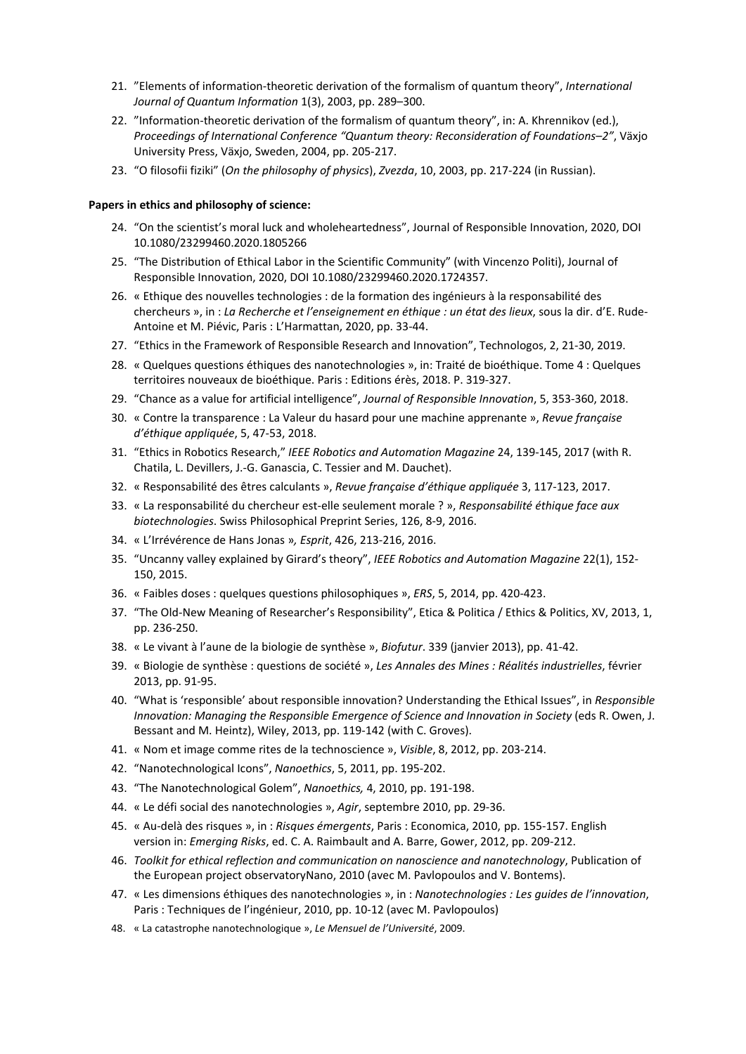21. ”Elements of information-theoretic derivation of the formalism of quantum theory”, *International Journal of Quantum Information* 1(3), 2003, pp. 289–300.
22. ”Information-theoretic derivation of the formalism of quantum theory”, in: A. Khrennikov (ed.), *Proceedings of International Conference “Quantum theory: Reconsideration of Foundations–2”*, Växjo University Press, Växjo, Sweden, 2004, pp. 205-217.
23. “O filosofii fiziki” (*On the philosophy of physics*), *Zvezda*, 10, 2003, pp. 217-224 (in Russian).

**Papers in ethics and philosophy of science:**

24. “On the scientist’s moral luck and wholeheartedness”, Journal of Responsible Innovation, 2020, DOI 10.1080/23299460.2020.1805266
25. “The Distribution of Ethical Labor in the Scientific Community” (with Vincenzo Politi), Journal of Responsible Innovation, 2020, DOI 10.1080/23299460.2020.1724357.
26. « Ethique des nouvelles technologies : de la formation des ingénieurs à la responsabilité des chercheurs », in : *La Recherche et l’enseignement en éthique : un état des lieux*, sous la dir. d’E. Rude-Antoine et M. Piévic, Paris : L’Harmattan, 2020, pp. 33-44.
27. “Ethics in the Framework of Responsible Research and Innovation”, Technologos, 2, 21-30, 2019.
28. « Quelques questions éthiques des nanotechnologies », in: Traité de bioéthique. Tome 4 : Quelques territoires nouveaux de bioéthique. Paris : Editions érès, 2018. P. 319-327.
29. “Chance as a value for artificial intelligence”, *Journal of Responsible Innovation*, 5, 353-360, 2018.
30. « Contre la transparence : La Valeur du hasard pour une machine apprenante », *Revue française d’éthique appliquée*, 5, 47-53, 2018.
31. “Ethics in Robotics Research,” *IEEE Robotics and Automation Magazine* 24, 139-145, 2017 (with R. Chatila, L. Devillers, J.-G. Ganascia, C. Tessier and M. Dauchet).
32. « Responsabilité des êtres calculants », *Revue française d’éthique appliquée* 3, 117-123, 2017.
33. « La responsabilité du chercheur est-elle seulement morale ? », *Responsabilité éthique face aux biotechnologies*. Swiss Philosophical Preprint Series, 126, 8-9, 2016.
34. « L’Irrévérence de Hans Jonas *», Esprit*, 426, 213-216, 2016.
35. “Uncanny valley explained by Girard’s theory”, *IEEE Robotics and Automation Magazine* 22(1), 152-150, 2015.
36. « Faibles doses : quelques questions philosophiques », *ERS*, 5, 2014, pp. 420-423.
37. “The Old-New Meaning of Researcher’s Responsibility”, Etica & Politica / Ethics & Politics, XV, 2013, 1, pp. 236-250.
38. « Le vivant à l’aune de la biologie de synthèse », *Biofutur*. 339 (janvier 2013), pp. 41-42.
39. « Biologie de synthèse : questions de société », *Les Annales des Mines : Réalités industrielles*, février 2013, pp. 91-95.
40. “What is ‘responsible’ about responsible innovation? Understanding the Ethical Issues”, in *Responsible Innovation: Managing the Responsible Emergence of Science and Innovation in Society* (eds R. Owen, J. Bessant and M. Heintz), Wiley, 2013, pp. 119-142 (with C. Groves).
41. « Nom et image comme rites de la technoscience », *Visible*, 8, 2012, pp. 203-214.
42. “Nanotechnological Icons”, *Nanoethics*, 5, 2011, pp. 195-202.
43. “The Nanotechnological Golem”, *Nanoethics,* 4, 2010, pp. 191-198.
44. « Le défi social des nanotechnologies », *Agir*, septembre 2010, pp. 29-36.
45. « Au-delà des risques », in : *Risques émergents*, Paris : Economica, 2010, pp. 155-157. English version in: *Emerging Risks*, ed. C. A. Raimbault and A. Barre, Gower, 2012, pp. 209-212.
46. *Toolkit for ethical reflection and communication on nanoscience and nanotechnology*, Publication of the European project observatoryNano, 2010 (avec M. Pavlopoulos and V. Bontems).
47. « Les dimensions éthiques des nanotechnologies », in : *Nanotechnologies : Les guides de l’innovation*, Paris : Techniques de l’ingénieur, 2010, pp. 10-12 (avec M. Pavlopoulos)
48. « La catastrophe nanotechnologique », *Le Mensuel de l’Université*, 2009.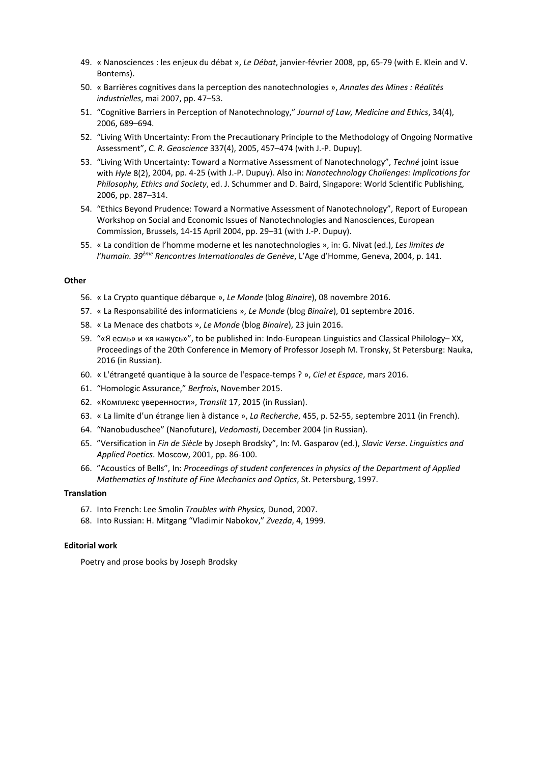49. « Nanosciences : les enjeux du débat », *Le Débat*, janvier-février 2008, pp, 65-79 (with E. Klein and V. Bontems).
50. « Barrières cognitives dans la perception des nanotechnologies », *Annales des Mines : Réalités industrielles*, mai 2007, pp. 47–53.
51. "Cognitive Barriers in Perception of Nanotechnology," *Journal of Law, Medicine and Ethics*, 34(4), 2006, 689–694.
52. "Living With Uncertainty: From the Precautionary Principle to the Methodology of Ongoing Normative Assessment", *C. R. Geoscience* 337(4), 2005, 457–474 (with J.-P. Dupuy).
53. "Living With Uncertainty: Toward a Normative Assessment of Nanotechnology", *Techné* joint issue with *Hyle* 8(2), 2004, pp. 4-25 (with J.-P. Dupuy). Also in: *Nanotechnology Challenges: Implications for Philosophy, Ethics and Society*, ed. J. Schummer and D. Baird, Singapore: World Scientific Publishing, 2006, pp. 287–314.
54. "Ethics Beyond Prudence: Toward a Normative Assessment of Nanotechnology", Report of European Workshop on Social and Economic Issues of Nanotechnologies and Nanosciences, European Commission, Brussels, 14-15 April 2004, pp. 29–31 (with J.-P. Dupuy).
55. « La condition de l'homme moderne et les nanotechnologies », in: G. Nivat (ed.), *Les limites de l'humain. 39ème Rencontres Internationales de Genève*, L'Age d'Homme, Geneva, 2004, p. 141.

**Other**

56. « La Crypto quantique débarque », *Le Monde* (blog *Binaire*), 08 novembre 2016.
57. « La Responsabilité des informaticiens », *Le Monde* (blog *Binaire*), 01 septembre 2016.
58. « La Menace des chatbots », *Le Monde* (blog *Binaire*), 23 juin 2016.
59. "«Я есмь» и «я кажусь»", to be published in: Indo-European Linguistics and Classical Philology– XX, Proceedings of the 20th Conference in Memory of Professor Joseph M. Tronsky, St Petersburg: Nauka, 2016 (in Russian).
60. « L'étrangeté quantique à la source de l'espace-temps ? », *Ciel et Espace*, mars 2016.
61. "Homologic Assurance," *Berfrois*, November 2015.
62. «Комплекс уверенности», *Translit* 17, 2015 (in Russian).
63. « La limite d'un étrange lien à distance », *La Recherche*, 455, p. 52-55, septembre 2011 (in French).
64. "Nanobuduschee" (Nanofuture), *Vedomosti*, December 2004 (in Russian).
65. "Versification in *Fin de Siècle* by Joseph Brodsky", In: M. Gasparov (ed.), *Slavic Verse*. *Linguistics and Applied Poetics*. Moscow, 2001, pp. 86-100.
66. "Acoustics of Bells", In: *Proceedings of student conferences in physics of the Department of Applied Mathematics of Institute of Fine Mechanics and Optics*, St. Petersburg, 1997.

**Translation**

67. Into French: Lee Smolin *Troubles with Physics,* Dunod, 2007.
68. Into Russian: H. Mitgang "Vladimir Nabokov," *Zvezda*, 4, 1999.

**Editorial work**

Poetry and prose books by Joseph Brodsky